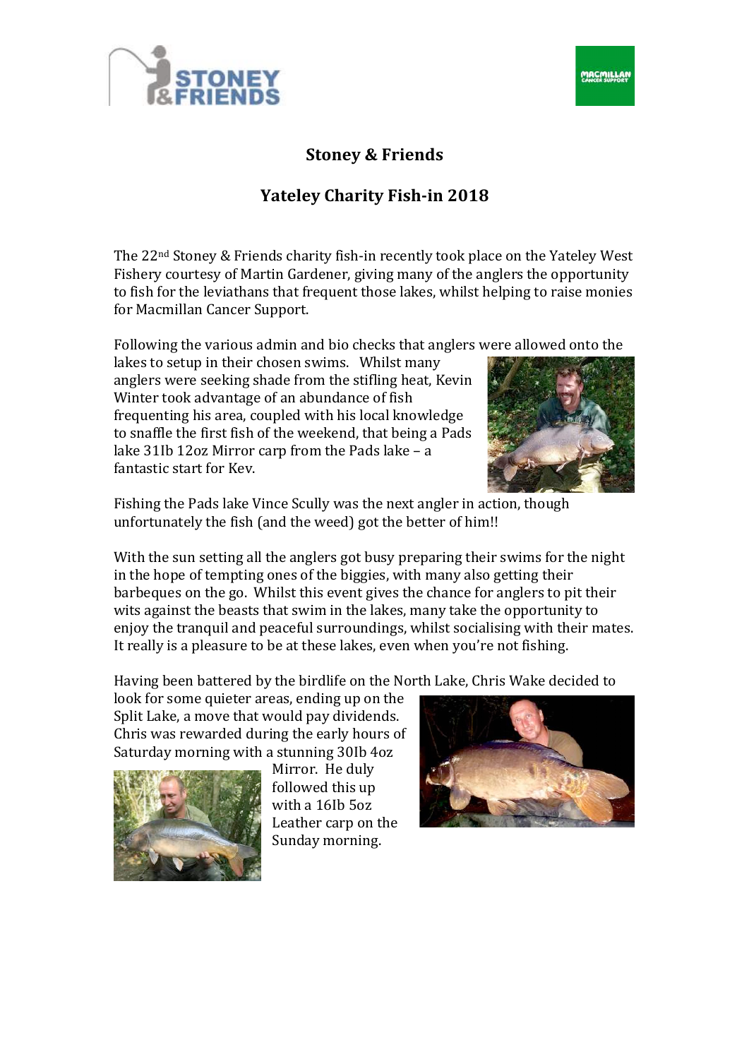# Stoney & Friends

## Yateley Charity Fish-in 2018

The 22nd Stoney & Friends charity fish-in recently took place on the Yateley West Fishery courtesy of Martin Gardener, giving many of the anglers the opportunity to fish for the leviathans that frequent those lakes, whilst helping to raise monies for Macmillan Cancer Support.

Following the various admin and bio checks that anglers were allowed onto the lakes to setup in their chosen swims. Whilst many anglers were seeking shade from the stifling heat, Kevin Winter took advantage of an abundance of fish frequenting his area, coupled with his local knowledge to snaffle the first fish of the weekend, that being a Pads lake 31Ib 12oz Mirror carp from the Pads lake – a fantastic start for Kev.

Fishing the Pads lake Vince Scully was the next angler in action, though unfortunately the fish (and the weed) got the better of him!!

With the sun setting all the anglers got busy preparing their swims for the night in the hope of tempting ones of the biggies, with many also getting their barbeques on the go. Whilst this event gives the chance for anglers to pit their wits against the beasts that swim in the lakes, many take the opportunity to enjoy the tranquil and peaceful surroundings, whilst socialising with their mates. It really is a pleasure to be at these lakes, even when you're not fishing.

Having been battered by the birdlife on the North Lake, Chris Wake decided to look for some quieter areas, ending up on the Split Lake, a move that would pay dividends. Chris was rewarded during the early hours of Saturday morning with a stunning 30Ib 4oz Mirror. He duly followed this up with a 16Ib 5oz Leather carp on the Sunday morning.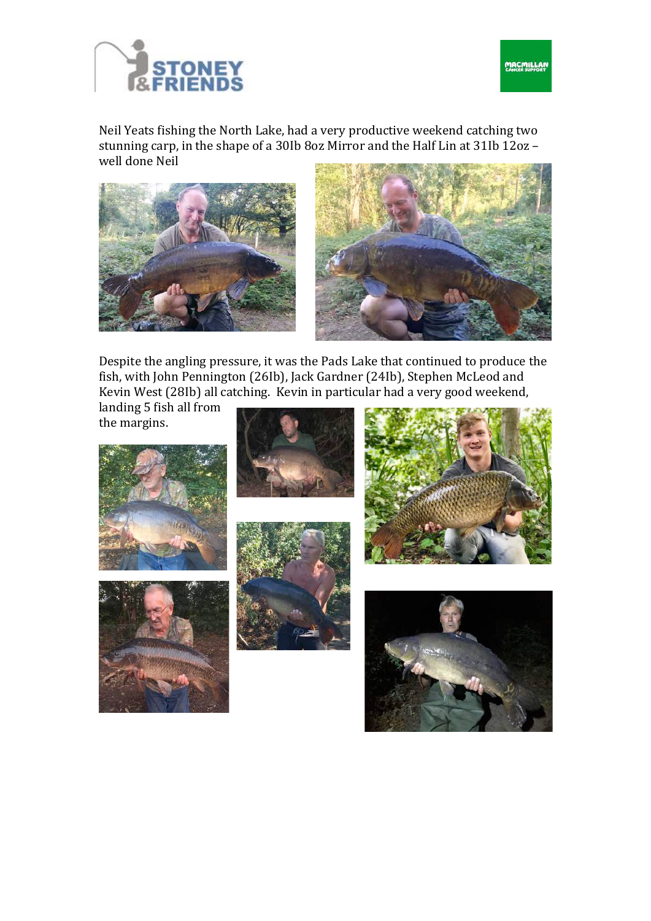Neil Yeats fishing the North Lake, had a very productive weekend catching two stunning carp, in the shape of a 30lb 8oz Mirror and the Half Lin at 31lb 12oz – well done Neil

Despite the angling pressure, it was the Pads Lake that continued to produce the fish, with John Pennington (26lb), Jack Gardner (24lb), Stephen McLeod and Kevin West (28lb) all catching. Kevin in particular had a very good weekend, landing 5 fish all from the margins.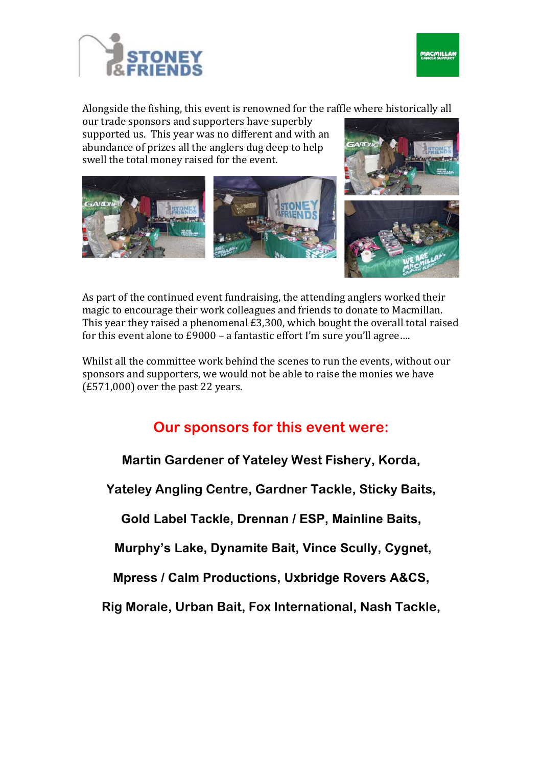Alongside the fishing, this event is renowned for the raffle where historically all our trade sponsors and supporters have superbly supported us. This year was no different and with an abundance of prizes all the anglers dug deep to help swell the total money raised for the event.

As part of the continued event fundraising, the attending anglers worked their magic to encourage their work colleagues and friends to donate to Macmillan. This year they raised a phenomenal £3,300, which bought the overall total raised for this event alone to £9000 – a fantastic effort I'm sure you'll agree….

Whilst all the committee work behind the scenes to run the events, without our sponsors and supporters, we would not be able to raise the monies we have (£571,000) over the past 22 years.

## Our sponsors for this event were:

**Martin Gardener of Yateley West Fishery, Korda,**

**Yateley Angling Centre, Gardner Tackle, Sticky Baits,**

**Gold Label Tackle, Drennan / ESP, Mainline Baits,**

**Murphy's Lake, Dynamite Bait, Vince Scully, Cygnet,**

**Mpress / Calm Productions, Uxbridge Rovers A&CS,**

**Rig Morale, Urban Bait, Fox International, Nash Tackle,**